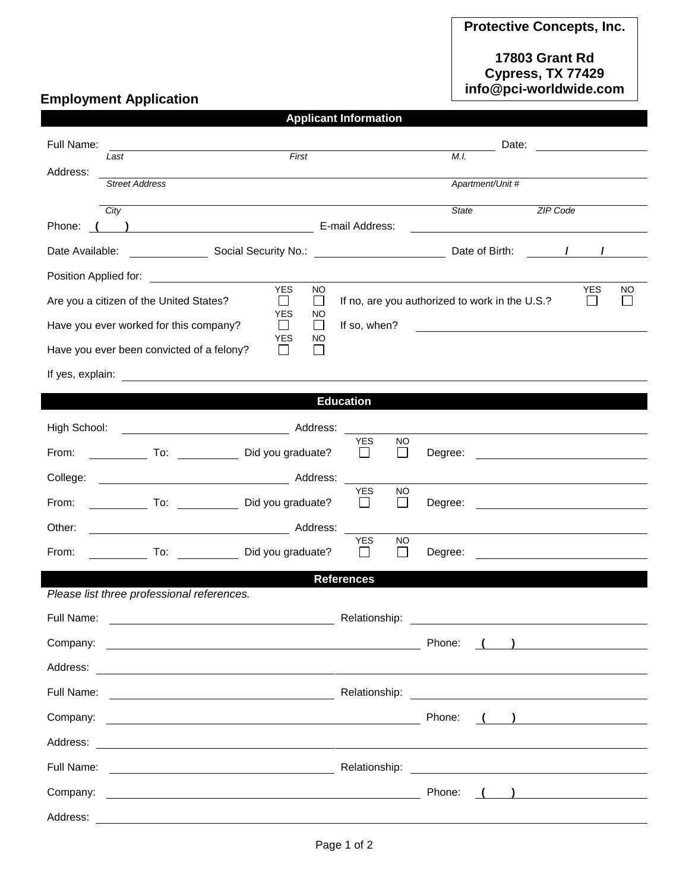**Protective Concepts, Inc.**

**17803 Grant Rd**
**Cypress, TX 77429**
**info@pci-worldwide.com**

## Employment Application

### Applicant Information

Full Name: ______________________________ Date: __________
*Last* *First* *M.I.*

Address: ______________________________
*Street Address* *Apartment/Unit #*

______________________________
*City* *State* *ZIP Code*

Phone: ( ) __________ E-mail Address: __________

Date Available: __________ Social Security No.: __________ Date of Birth: / /

Position Applied for: __________

Are you a citizen of the United States? YES ☐ NO ☐ If no, are you authorized to work in the U.S.? YES ☐ NO ☐

Have you ever worked for this company? YES ☐ NO ☐ If so, when? __________

Have you ever been convicted of a felony? YES ☐ NO ☐

If yes, explain: __________

### Education

High School: __________ Address: __________

From: __________ To: __________ Did you graduate? YES ☐ NO ☐ Degree: __________

College: __________ Address: __________

From: __________ To: __________ Did you graduate? YES ☐ NO ☐ Degree: __________

Other: __________ Address: __________

From: __________ To: __________ Did you graduate? YES ☐ NO ☐ Degree: __________

### References

*Please list three professional references.*

Full Name: __________ Relationship: __________

Company: __________ Phone: ( ) __________

Address: __________

Full Name: __________ Relationship: __________

Company: __________ Phone: ( ) __________

Address: __________

Full Name: __________ Relationship: __________

Company: __________ Phone: ( ) __________

Address: __________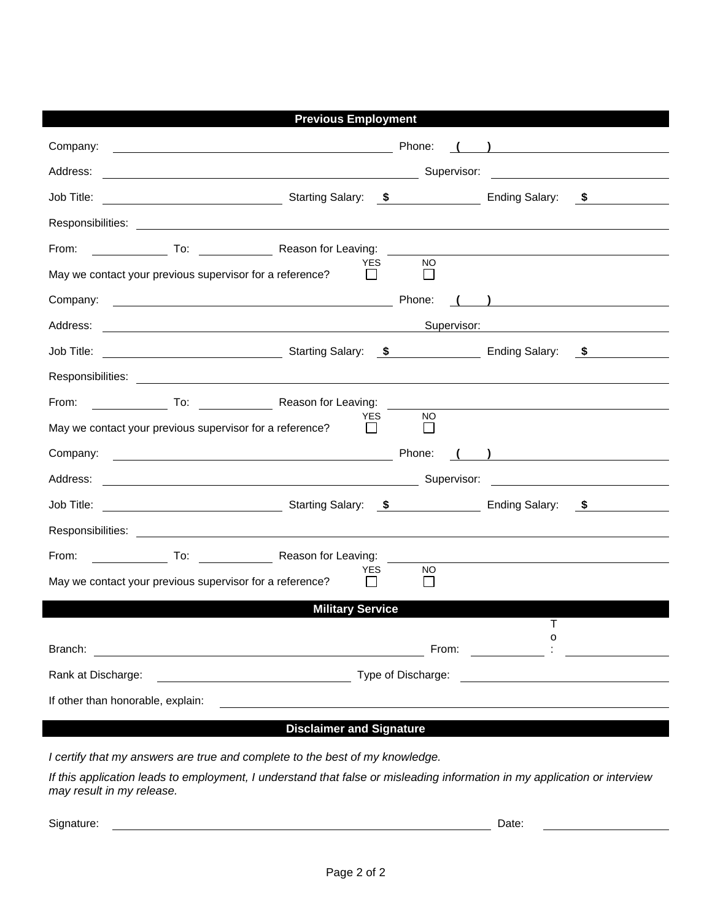## Previous Employment

Company: ______________________ Phone: ( ) ______________________

Address: ______________________ Supervisor: ______________________

Job Title: ______________________ Starting Salary: $ __________ Ending Salary: $ __________

Responsibilities: ______________________

From: __________ To: __________ Reason for Leaving: ______________________

May we contact your previous supervisor for a reference? YES ☐ NO ☐

Company: ______________________ Phone: ( ) ______________________

Address: ______________________ Supervisor: ______________________

Job Title: ______________________ Starting Salary: $ __________ Ending Salary: $ __________

Responsibilities: ______________________

From: __________ To: __________ Reason for Leaving: ______________________

May we contact your previous supervisor for a reference? YES ☐ NO ☐

Company: ______________________ Phone: ( ) ______________________

Address: ______________________ Supervisor: ______________________

Job Title: ______________________ Starting Salary: $ __________ Ending Salary: $ __________

Responsibilities: ______________________

From: __________ To: __________ Reason for Leaving: ______________________

May we contact your previous supervisor for a reference? YES ☐ NO ☐

## Military Service

Branch: ______________________ From: __________ To: __________

Rank at Discharge: ______________________ Type of Discharge: ______________________

If other than honorable, explain: ______________________

## Disclaimer and Signature

*I certify that my answers are true and complete to the best of my knowledge.*

*If this application leads to employment, I understand that false or misleading information in my application or interview may result in my release.*

Signature: ______________________ Date: __________